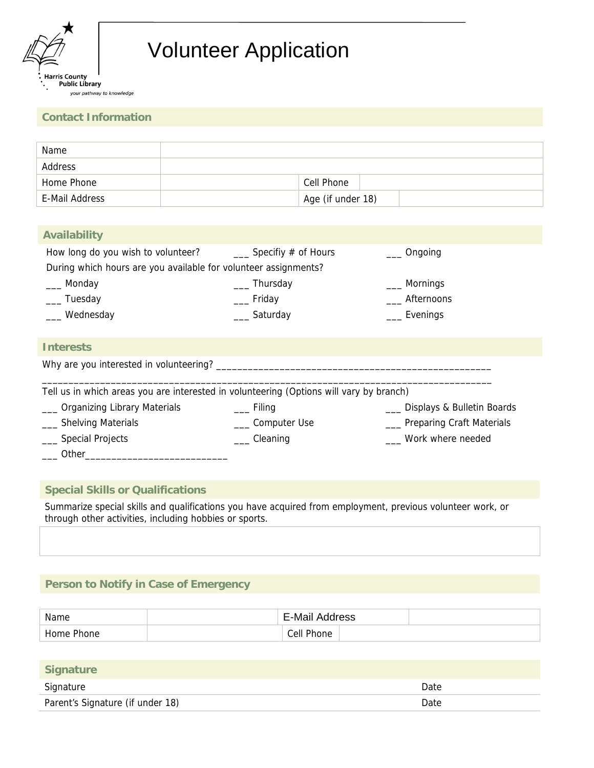Harris County Public Library
*your pathway to knowledge*

# Volunteer Application

## Contact Information

| Name | | | |
|---|---|---|---|
| Address | | | |
| Home Phone | | Cell Phone | |
| E-Mail Address | | Age (if under 18) | |

## Availability

How long do you wish to volunteer? ___ Specifiy # of Hours ___ Ongoing

During which hours are you available for volunteer assignments?

___ Monday ___ Thursday ___ Mornings
___ Tuesday ___ Friday ___ Afternoons
___ Wednesday ___ Saturday ___ Evenings

## Interests

Why are you interested in volunteering? ____________________________________________________

______________________________________________________________________________________

Tell us in which areas you are interested in volunteering (Options will vary by branch)

___ Organizing Library Materials ___ Filing ___ Displays & Bulletin Boards
___ Shelving Materials ___ Computer Use ___ Preparing Craft Materials
___ Special Projects ___ Cleaning ___ Work where needed
___ Other__________________________

## Special Skills or Qualifications

Summarize special skills and qualifications you have acquired from employment, previous volunteer work, or through other activities, including hobbies or sports.

## Person to Notify in Case of Emergency

| Name | | E-Mail Address | |
|---|---|---|---|
| Home Phone | | Cell Phone | |

## Signature

| Signature | Date |
|---|---|
| Parent's Signature (if under 18) | Date |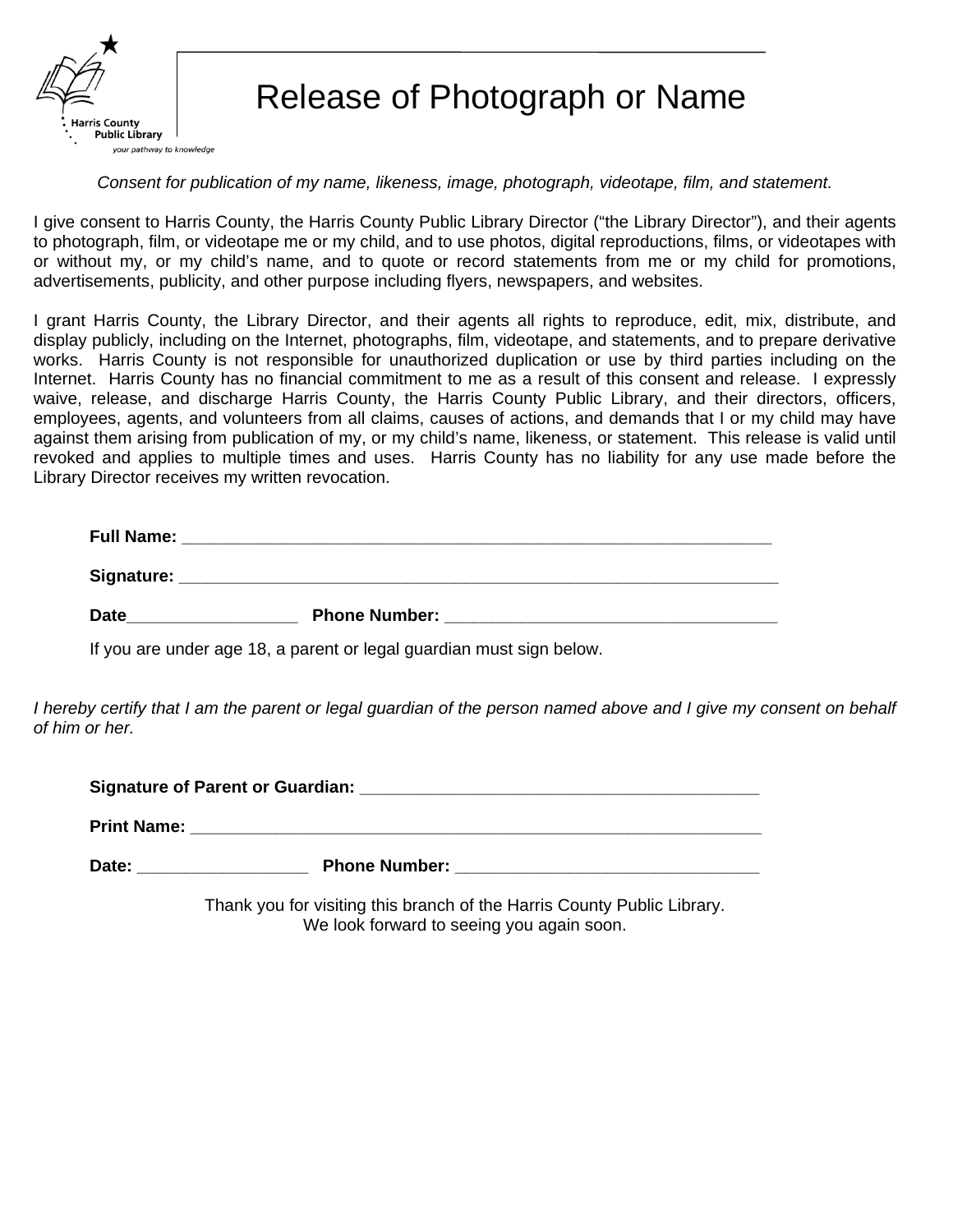Harris County Public Library

*your pathway to knowledge*

# Release of Photograph or Name

*Consent for publication of my name, likeness, image, photograph, videotape, film, and statement.*

I give consent to Harris County, the Harris County Public Library Director ("the Library Director"), and their agents to photograph, film, or videotape me or my child, and to use photos, digital reproductions, films, or videotapes with or without my, or my child's name, and to quote or record statements from me or my child for promotions, advertisements, publicity, and other purpose including flyers, newspapers, and websites.

I grant Harris County, the Library Director, and their agents all rights to reproduce, edit, mix, distribute, and display publicly, including on the Internet, photographs, film, videotape, and statements, and to prepare derivative works. Harris County is not responsible for unauthorized duplication or use by third parties including on the Internet. Harris County has no financial commitment to me as a result of this consent and release. I expressly waive, release, and discharge Harris County, the Harris County Public Library, and their directors, officers, employees, agents, and volunteers from all claims, causes of actions, and demands that I or my child may have against them arising from publication of my, or my child's name, likeness, or statement. This release is valid until revoked and applies to multiple times and uses. Harris County has no liability for any use made before the Library Director receives my written revocation.

**Full Name:** ________________________________________________________________

**Signature:** ________________________________________________________________

**Date**__________________ **Phone Number:** ____________________________________

If you are under age 18, a parent or legal guardian must sign below.

*I hereby certify that I am the parent or legal guardian of the person named above and I give my consent on behalf of him or her.*

**Signature of Parent or Guardian:** ____________________________________________

**Print Name:** ______________________________________________________________

**Date:** __________________ **Phone Number:** ________________________________

Thank you for visiting this branch of the Harris County Public Library.
We look forward to seeing you again soon.